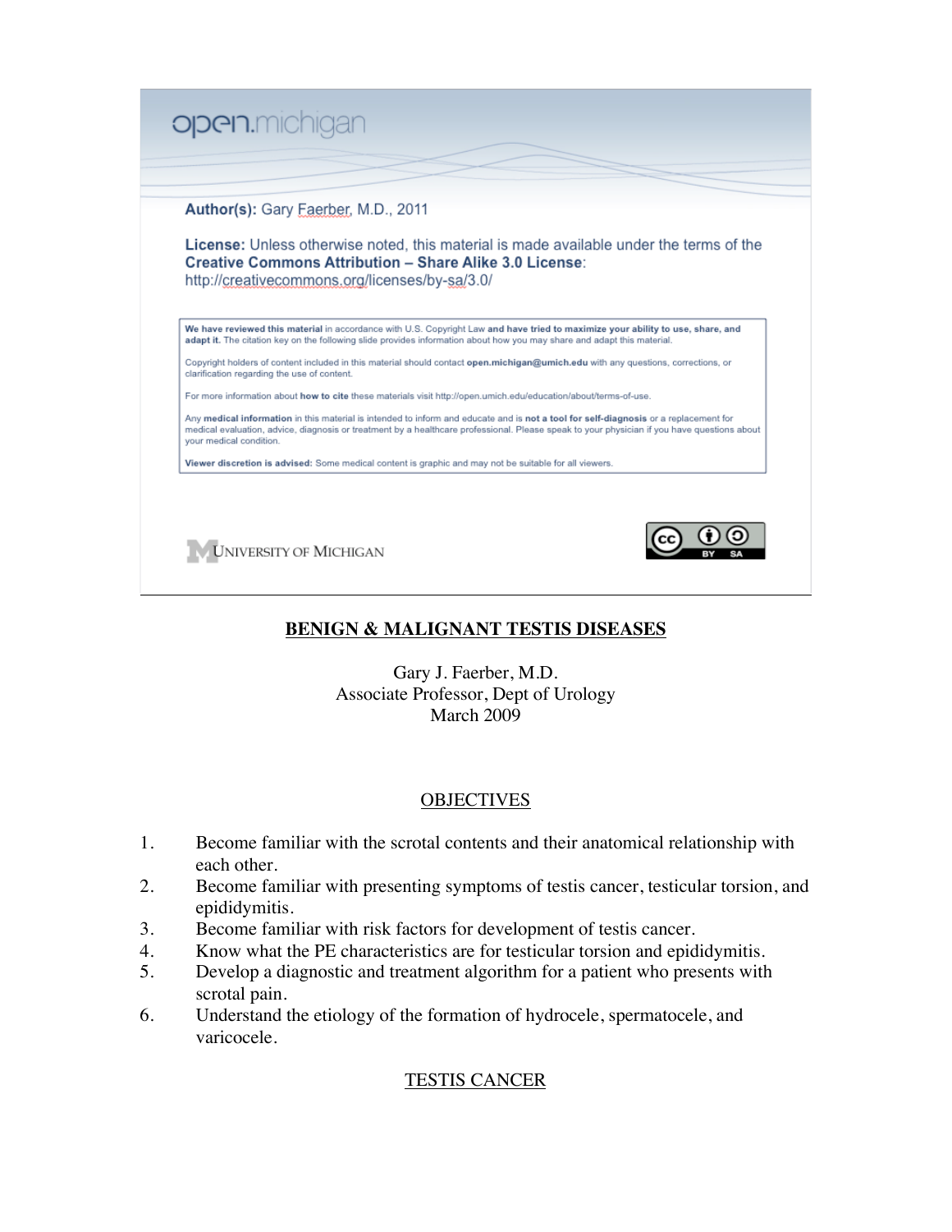open.michigan

**Author(s):** Gary Faerber, M.D., 2011

**License:** Unless otherwise noted, this material is made available under the terms of the **Creative Commons Attribution – Share Alike 3.0 License**: http://creativecommons.org/licenses/by-sa/3.0/

**We have reviewed this material** in accordance with U.S. Copyright Law **and have tried to maximize your ability to use, share, and adapt it.** The citation key on the following slide provides information about how you may share and adapt this material.

Copyright holders of content included in this material should contact **open.michigan@umich.edu** with any questions, corrections, or clarification regarding the use of content.

For more information about **how to cite** these materials visit http://open.umich.edu/education/about/terms-of-use.

Any **medical information** in this material is intended to inform and educate and is **not a tool for self-diagnosis** or a replacement for medical evaluation, advice, diagnosis or treatment by a healthcare professional. Please speak to your physician if you have questions about your medical condition.

**Viewer discretion is advised:** Some medical content is graphic and may not be suitable for all viewers.

University of Michigan

# BENIGN & MALIGNANT TESTIS DISEASES

Gary J. Faerber, M.D.
Associate Professor, Dept of Urology
March 2009

## OBJECTIVES

1. Become familiar with the scrotal contents and their anatomical relationship with each other.
2. Become familiar with presenting symptoms of testis cancer, testicular torsion, and epididymitis.
3. Become familiar with risk factors for development of testis cancer.
4. Know what the PE characteristics are for testicular torsion and epididymitis.
5. Develop a diagnostic and treatment algorithm for a patient who presents with scrotal pain.
6. Understand the etiology of the formation of hydrocele, spermatocele, and varicocele.

## TESTIS CANCER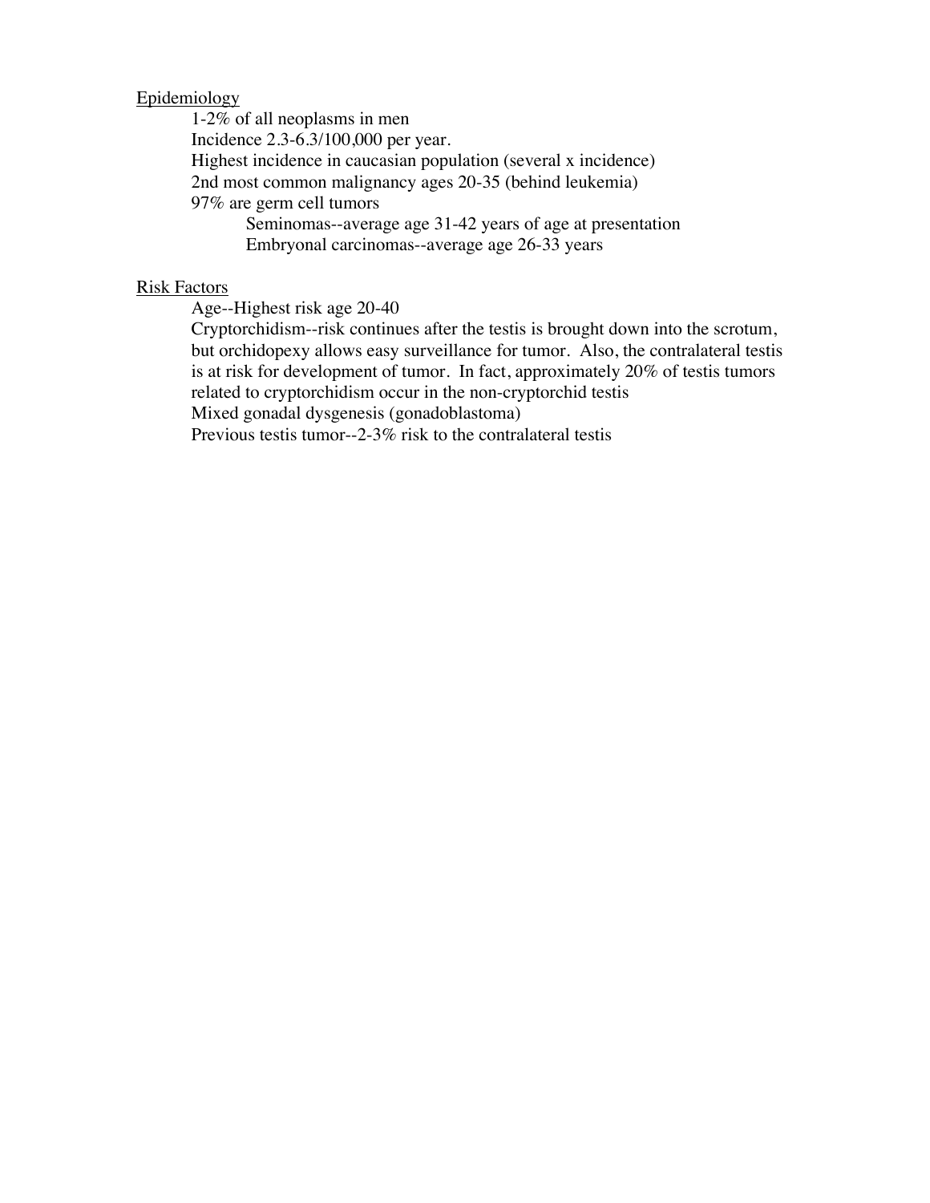## Epidemiology

- 1-2% of all neoplasms in men
- Incidence 2.3-6.3/100,000 per year.
- Highest incidence in caucasian population (several x incidence)
- 2nd most common malignancy ages 20-35 (behind leukemia)
- 97% are germ cell tumors
  - Seminomas--average age 31-42 years of age at presentation
  - Embryonal carcinomas--average age 26-33 years

## Risk Factors

- Age--Highest risk age 20-40
- Cryptorchidism--risk continues after the testis is brought down into the scrotum, but orchidopexy allows easy surveillance for tumor. Also, the contralateral testis is at risk for development of tumor. In fact, approximately 20% of testis tumors related to cryptorchidism occur in the non-cryptorchid testis
- Mixed gonadal dysgenesis (gonadoblastoma)
- Previous testis tumor--2-3% risk to the contralateral testis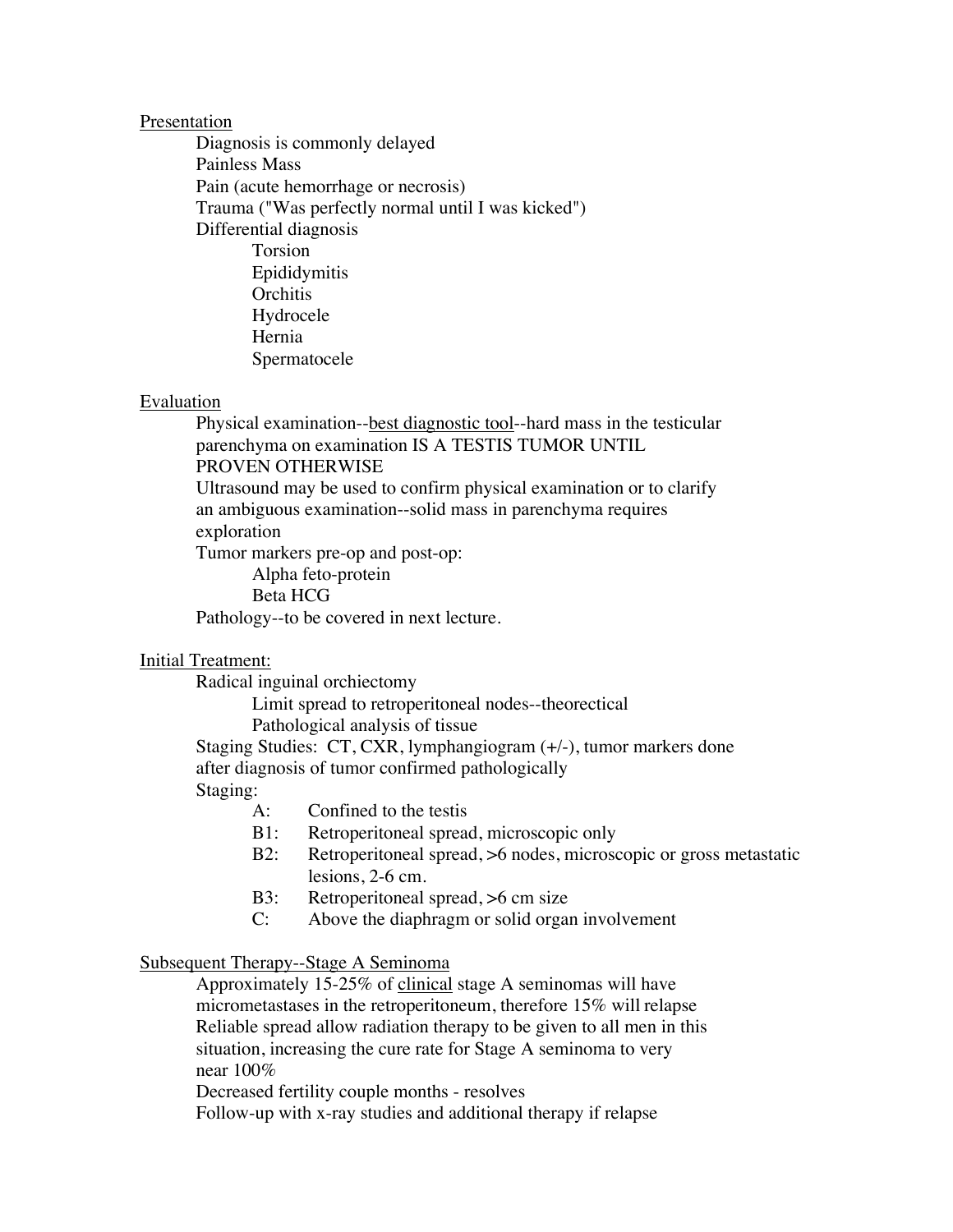## Presentation

- Diagnosis is commonly delayed
- Painless Mass
- Pain (acute hemorrhage or necrosis)
- Trauma ("Was perfectly normal until I was kicked")
- Differential diagnosis
  - Torsion
  - Epididymitis
  - Orchitis
  - Hydrocele
  - Hernia
  - Spermatocele

## Evaluation

- Physical examination--<u>best diagnostic tool</u>--hard mass in the testicular parenchyma on examination IS A TESTIS TUMOR UNTIL PROVEN OTHERWISE
- Ultrasound may be used to confirm physical examination or to clarify an ambiguous examination--solid mass in parenchyma requires exploration
- Tumor markers pre-op and post-op:
  - Alpha feto-protein
  - Beta HCG
- Pathology--to be covered in next lecture.

## Initial Treatment:

- Radical inguinal orchiectomy
  - Limit spread to retroperitoneal nodes--theorectical
  - Pathological analysis of tissue
- Staging Studies: CT, CXR, lymphangiogram (+/-), tumor markers done after diagnosis of tumor confirmed pathologically
- Staging:
  - A: Confined to the testis
  - B1: Retroperitoneal spread, microscopic only
  - B2: Retroperitoneal spread, >6 nodes, microscopic or gross metastatic lesions, 2-6 cm.
  - B3: Retroperitoneal spread, >6 cm size
  - C: Above the diaphragm or solid organ involvement

## Subsequent Therapy--Stage A Seminoma

- Approximately 15-25% of <u>clinical</u> stage A seminomas will have micrometastases in the retroperitoneum, therefore 15% will relapse
- Reliable spread allow radiation therapy to be given to all men in this situation, increasing the cure rate for Stage A seminoma to very near 100%
- Decreased fertility couple months - resolves
- Follow-up with x-ray studies and additional therapy if relapse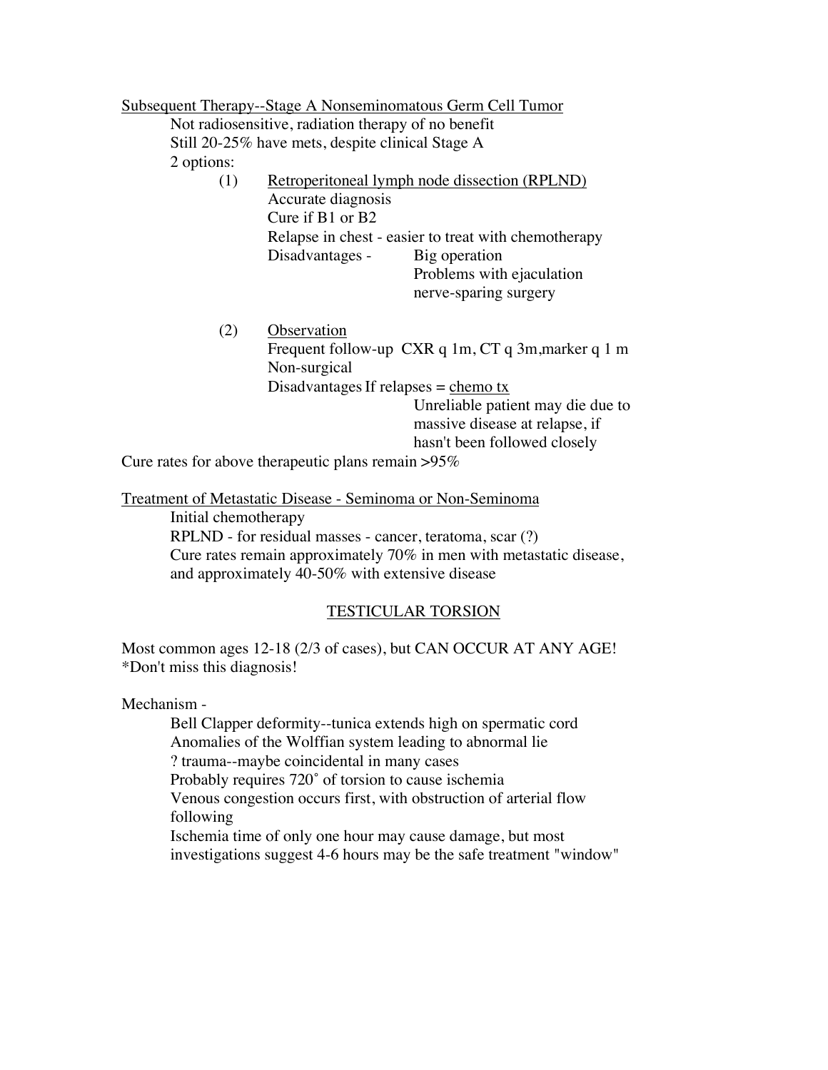<u>Subsequent Therapy--Stage A Nonseminomatous Germ Cell Tumor</u>

Not radiosensitive, radiation therapy of no benefit
Still 20-25% have mets, despite clinical Stage A
2 options:

(1) <u>Retroperitoneal lymph node dissection (RPLND)</u>
  Accurate diagnosis
  Cure if B1 or B2
  Relapse in chest - easier to treat with chemotherapy
  Disadvantages - Big operation
   Problems with ejaculation
   nerve-sparing surgery

(2) <u>Observation</u>
  Frequent follow-up CXR q 1m, CT q 3m, marker q 1 m
  Non-surgical
  Disadvantages If relapses = <u>chemo tx</u>
   Unreliable patient may die due to massive disease at relapse, if hasn't been followed closely

Cure rates for above therapeutic plans remain >95%

<u>Treatment of Metastatic Disease - Seminoma or Non-Seminoma</u>

Initial chemotherapy
RPLND - for residual masses - cancer, teratoma, scar (?)
Cure rates remain approximately 70% in men with metastatic disease, and approximately 40-50% with extensive disease

## TESTICULAR TORSION

Most common ages 12-18 (2/3 of cases), but CAN OCCUR AT ANY AGE!
*Don't miss this diagnosis!

Mechanism -

Bell Clapper deformity--tunica extends high on spermatic cord
Anomalies of the Wolffian system leading to abnormal lie
? trauma--maybe coincidental in many cases
Probably requires 720˚ of torsion to cause ischemia
Venous congestion occurs first, with obstruction of arterial flow following
Ischemia time of only one hour may cause damage, but most investigations suggest 4-6 hours may be the safe treatment "window"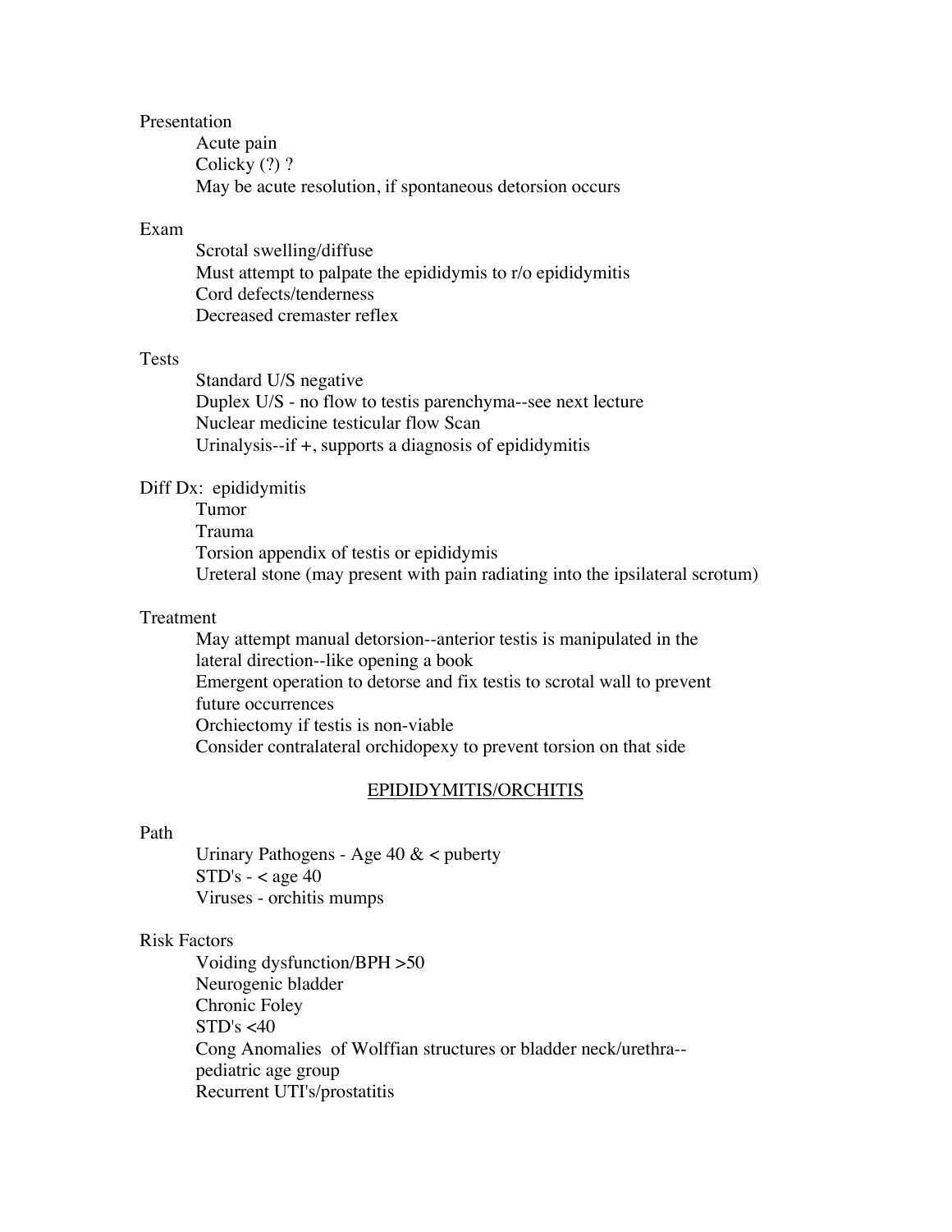Presentation

- Acute pain
- Colicky (?) ?
- May be acute resolution, if spontaneous detorsion occurs

Exam

- Scrotal swelling/diffuse
- Must attempt to palpate the epididymis to r/o epididymitis
- Cord defects/tenderness
- Decreased cremaster reflex

Tests

- Standard U/S negative
- Duplex U/S - no flow to testis parenchyma--see next lecture
- Nuclear medicine testicular flow Scan
- Urinalysis--if +, supports a diagnosis of epididymitis

Diff Dx: epididymitis

- Tumor
- Trauma
- Torsion appendix of testis or epididymis
- Ureteral stone (may present with pain radiating into the ipsilateral scrotum)

Treatment

- May attempt manual detorsion--anterior testis is manipulated in the lateral direction--like opening a book
- Emergent operation to detorse and fix testis to scrotal wall to prevent future occurrences
- Orchiectomy if testis is non-viable
- Consider contralateral orchidopexy to prevent torsion on that side

## EPIDIDYMITIS/ORCHITIS

Path

- Urinary Pathogens - Age 40 & < puberty
- STD's - < age 40
- Viruses - orchitis mumps

Risk Factors

- Voiding dysfunction/BPH >50
- Neurogenic bladder
- Chronic Foley
- STD's <40
- Cong Anomalies of Wolffian structures or bladder neck/urethra--pediatric age group
- Recurrent UTI's/prostatitis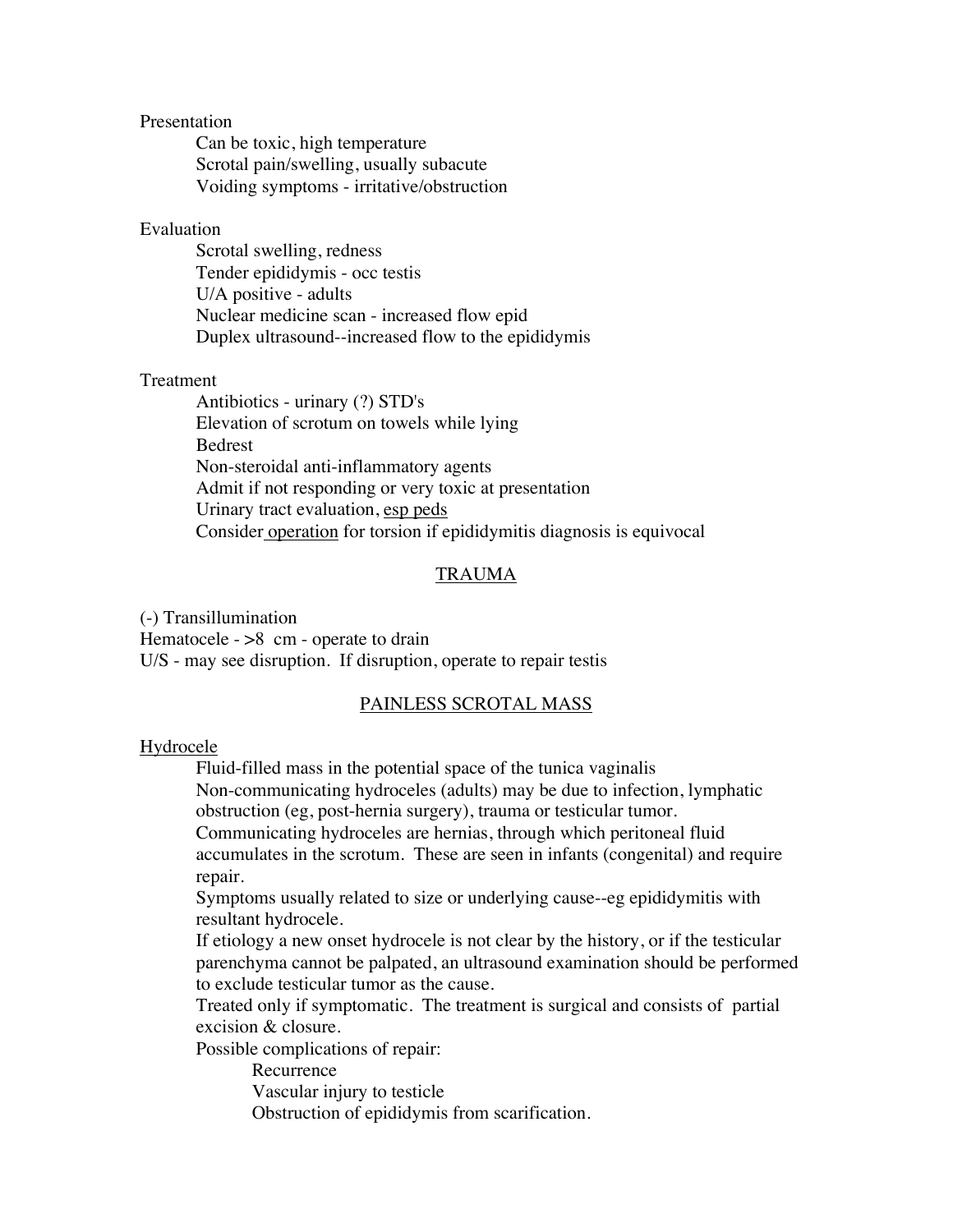Presentation

- Can be toxic, high temperature
- Scrotal pain/swelling, usually subacute
- Voiding symptoms - irritative/obstruction

Evaluation

- Scrotal swelling, redness
- Tender epididymis - occ testis
- U/A positive - adults
- Nuclear medicine scan - increased flow epid
- Duplex ultrasound--increased flow to the epididymis

Treatment

- Antibiotics - urinary (?) STD's
- Elevation of scrotum on towels while lying
- Bedrest
- Non-steroidal anti-inflammatory agents
- Admit if not responding or very toxic at presentation
- Urinary tract evaluation, <u>esp peds</u>
- Consider <u>operation</u> for torsion if epididymitis diagnosis is equivocal

## <u>TRAUMA</u>

(-) Transillumination
Hematocele - >8 cm - operate to drain
U/S - may see disruption. If disruption, operate to repair testis

## <u>PAINLESS SCROTAL MASS</u>

<u>Hydrocele</u>

- Fluid-filled mass in the potential space of the tunica vaginalis
- Non-communicating hydroceles (adults) may be due to infection, lymphatic obstruction (eg, post-hernia surgery), trauma or testicular tumor.
- Communicating hydroceles are hernias, through which peritoneal fluid accumulates in the scrotum. These are seen in infants (congenital) and require repair.
- Symptoms usually related to size or underlying cause--eg epididymitis with resultant hydrocele.
- If etiology a new onset hydrocele is not clear by the history, or if the testicular parenchyma cannot be palpated, an ultrasound examination should be performed to exclude testicular tumor as the cause.
- Treated only if symptomatic. The treatment is surgical and consists of partial excision & closure.
- Possible complications of repair:
  - Recurrence
  - Vascular injury to testicle
  - Obstruction of epididymis from scarification.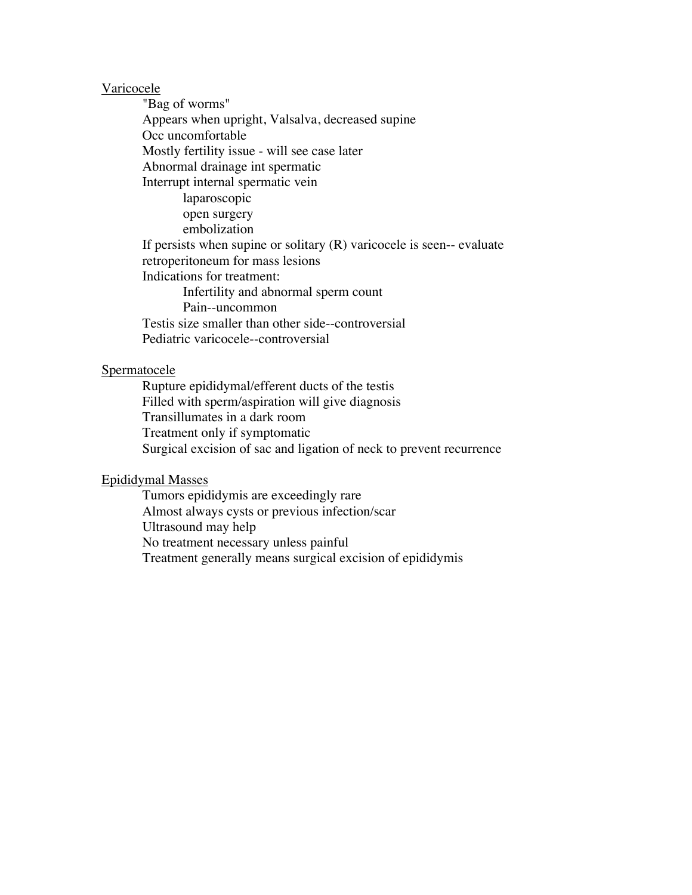<u>Varicocele</u>

"Bag of worms"
Appears when upright, Valsalva, decreased supine
Occ uncomfortable
Mostly fertility issue - will see case later
Abnormal drainage int spermatic
Interrupt internal spermatic vein

- laparoscopic
- open surgery
- embolization

If persists when supine or solitary (R) varicocele is seen-- evaluate retroperitoneum for mass lesions
Indications for treatment:

- Infertility and abnormal sperm count
- Pain--uncommon

Testis size smaller than other side--controversial
Pediatric varicocele--controversial

<u>Spermatocele</u>

Rupture epididymal/efferent ducts of the testis
Filled with sperm/aspiration will give diagnosis
Transillumates in a dark room
Treatment only if symptomatic
Surgical excision of sac and ligation of neck to prevent recurrence

<u>Epididymal Masses</u>

Tumors epididymis are exceedingly rare
Almost always cysts or previous infection/scar
Ultrasound may help
No treatment necessary unless painful
Treatment generally means surgical excision of epididymis